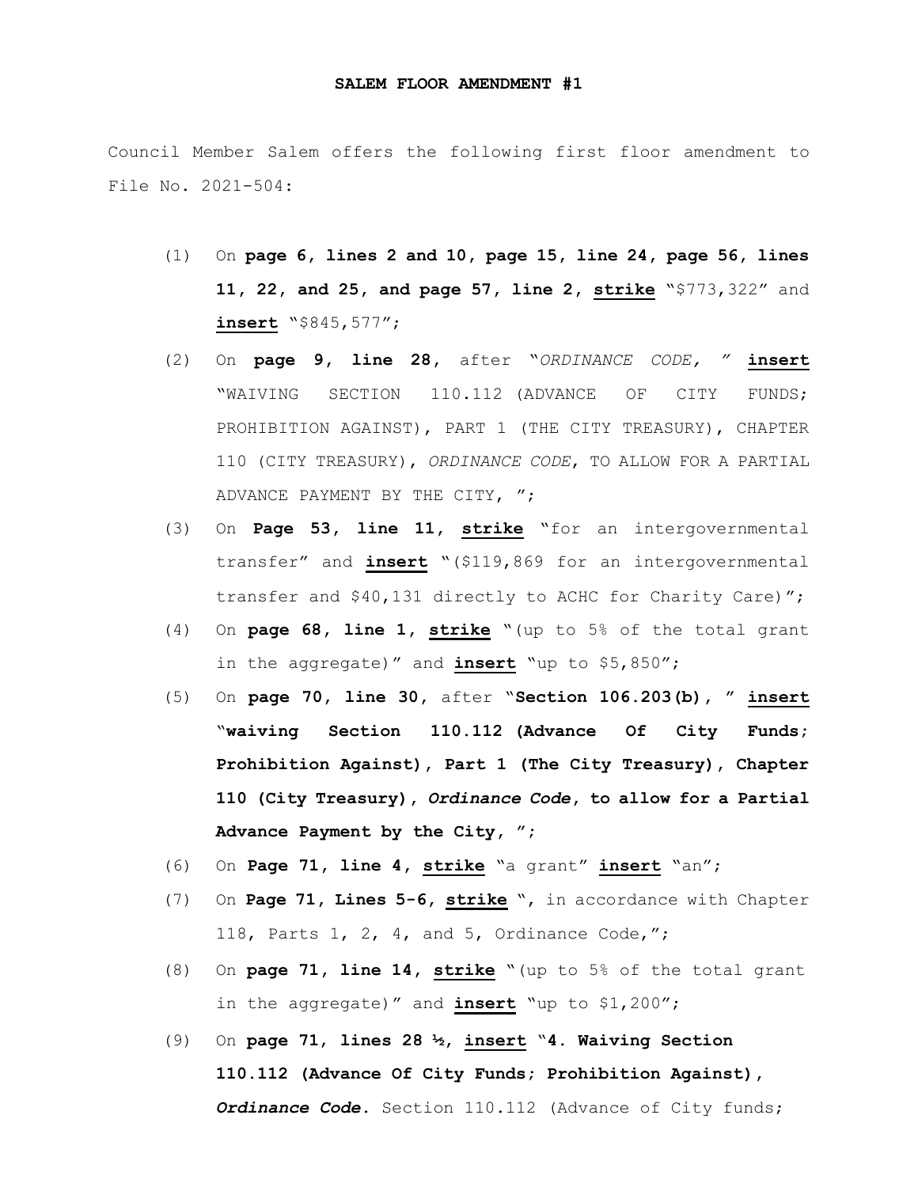**SALEM FLOOR AMENDMENT #1**

Council Member Salem offers the following first floor amendment to File No. 2021-504:

(1) On **page 6, lines 2 and 10, page 15, line 24, page 56, lines 11, 22, and 25, and page 57, line 2, <u>strike</u>** "$773,322" and **<u>insert</u>** "$845,577";

(2) On **page 9, line 28**, after "*ORDINANCE CODE, "* **<u>insert</u>** "WAIVING SECTION 110.112 (ADVANCE OF CITY FUNDS; PROHIBITION AGAINST), PART 1 (THE CITY TREASURY), CHAPTER 110 (CITY TREASURY), *ORDINANCE CODE*, TO ALLOW FOR A PARTIAL ADVANCE PAYMENT BY THE CITY, ";

(3) On **Page 53, line 11, <u>strike</u>** "for an intergovernmental transfer" and **<u>insert</u>** "($119,869 for an intergovernmental transfer and $40,131 directly to ACHC for Charity Care)";

(4) On **page 68, line 1, <u>strike</u>** "(up to 5% of the total grant in the aggregate)" and **<u>insert</u>** "up to $5,850";

(5) On **page 70, line 30**, after "**Section 106.203(b),** " **<u>insert</u>** "**waiving Section 110.112 (Advance Of City Funds; Prohibition Against), Part 1 (The City Treasury), Chapter 110 (City Treasury),** ***Ordinance Code*****, to allow for a Partial Advance Payment by the City,** ";

(6) On **Page 71, line 4, <u>strike</u>** "a grant" **<u>insert</u>** "an";

(7) On **Page 71, Lines 5-6, <u>strike</u>** ", in accordance with Chapter 118, Parts 1, 2, 4, and 5, Ordinance Code,";

(8) On **page 71, line 14, <u>strike</u>** "(up to 5% of the total grant in the aggregate)" and **<u>insert</u>** "up to $1,200";

(9) On **page 71, lines 28 ½, <u>insert</u>** "**4. Waiving Section 110.112 (Advance Of City Funds; Prohibition Against),** ***Ordinance Code*****.** Section 110.112 (Advance of City funds;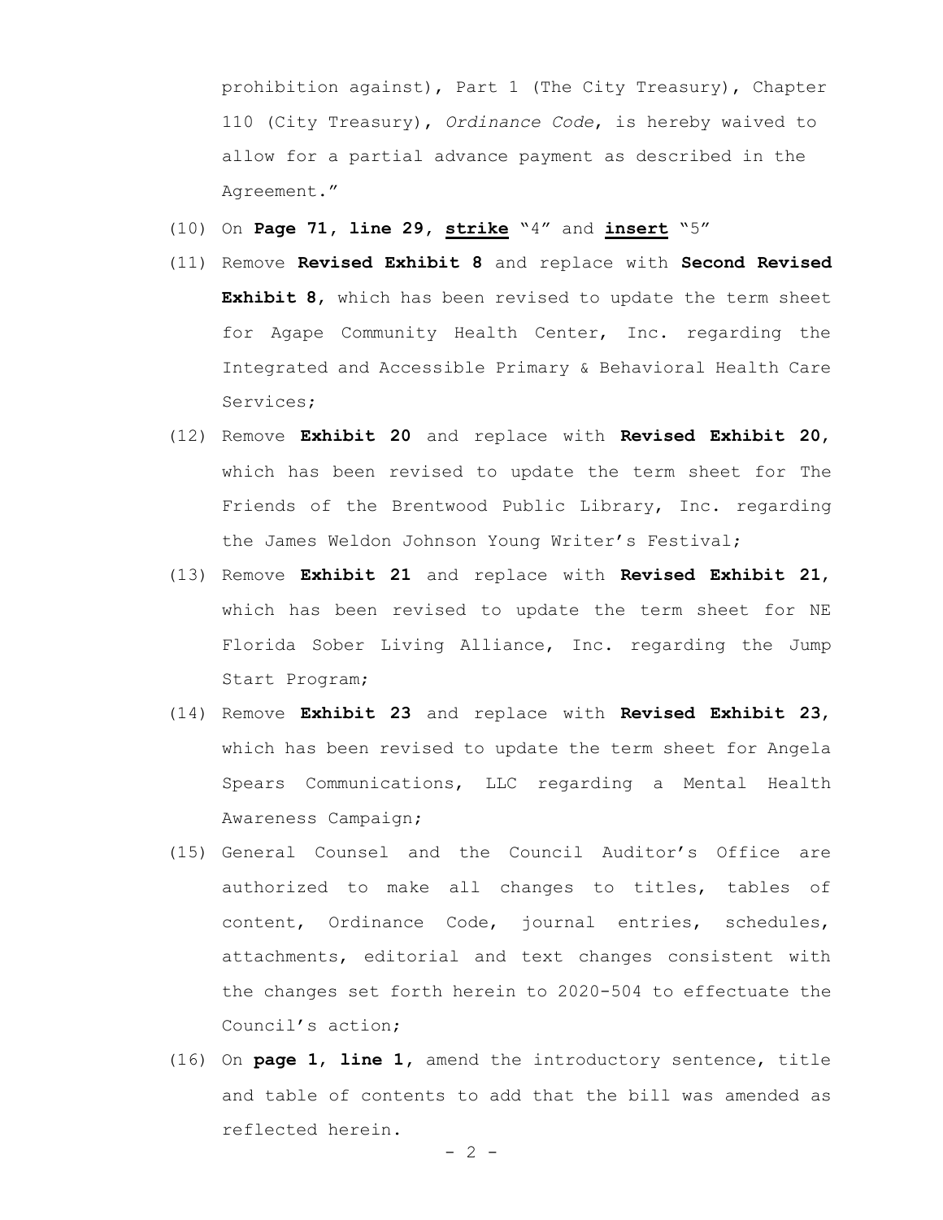prohibition against), Part 1 (The City Treasury), Chapter 110 (City Treasury), *Ordinance Code*, is hereby waived to allow for a partial advance payment as described in the Agreement."

(10) On **Page 71, line 29, strike** "4" and **insert** "5"

(11) Remove **Revised Exhibit 8** and replace with **Second Revised Exhibit 8**, which has been revised to update the term sheet for Agape Community Health Center, Inc. regarding the Integrated and Accessible Primary & Behavioral Health Care Services;

(12) Remove **Exhibit 20** and replace with **Revised Exhibit 20**, which has been revised to update the term sheet for The Friends of the Brentwood Public Library, Inc. regarding the James Weldon Johnson Young Writer's Festival;

(13) Remove **Exhibit 21** and replace with **Revised Exhibit 21**, which has been revised to update the term sheet for NE Florida Sober Living Alliance, Inc. regarding the Jump Start Program;

(14) Remove **Exhibit 23** and replace with **Revised Exhibit 23**, which has been revised to update the term sheet for Angela Spears Communications, LLC regarding a Mental Health Awareness Campaign;

(15) General Counsel and the Council Auditor's Office are authorized to make all changes to titles, tables of content, Ordinance Code, journal entries, schedules, attachments, editorial and text changes consistent with the changes set forth herein to 2020-504 to effectuate the Council's action;

(16) On **page 1, line 1**, amend the introductory sentence, title and table of contents to add that the bill was amended as reflected herein.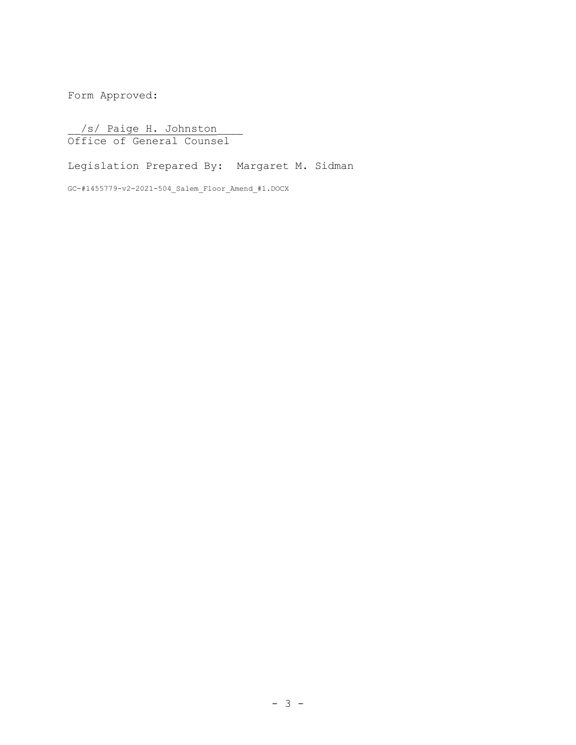Form Approved:

__/s/ Paige H. Johnston____
Office of General Counsel

Legislation Prepared By: Margaret M. Sidman

GC-#1455779-v2-2021-504_Salem_Floor_Amend_#1.DOCX